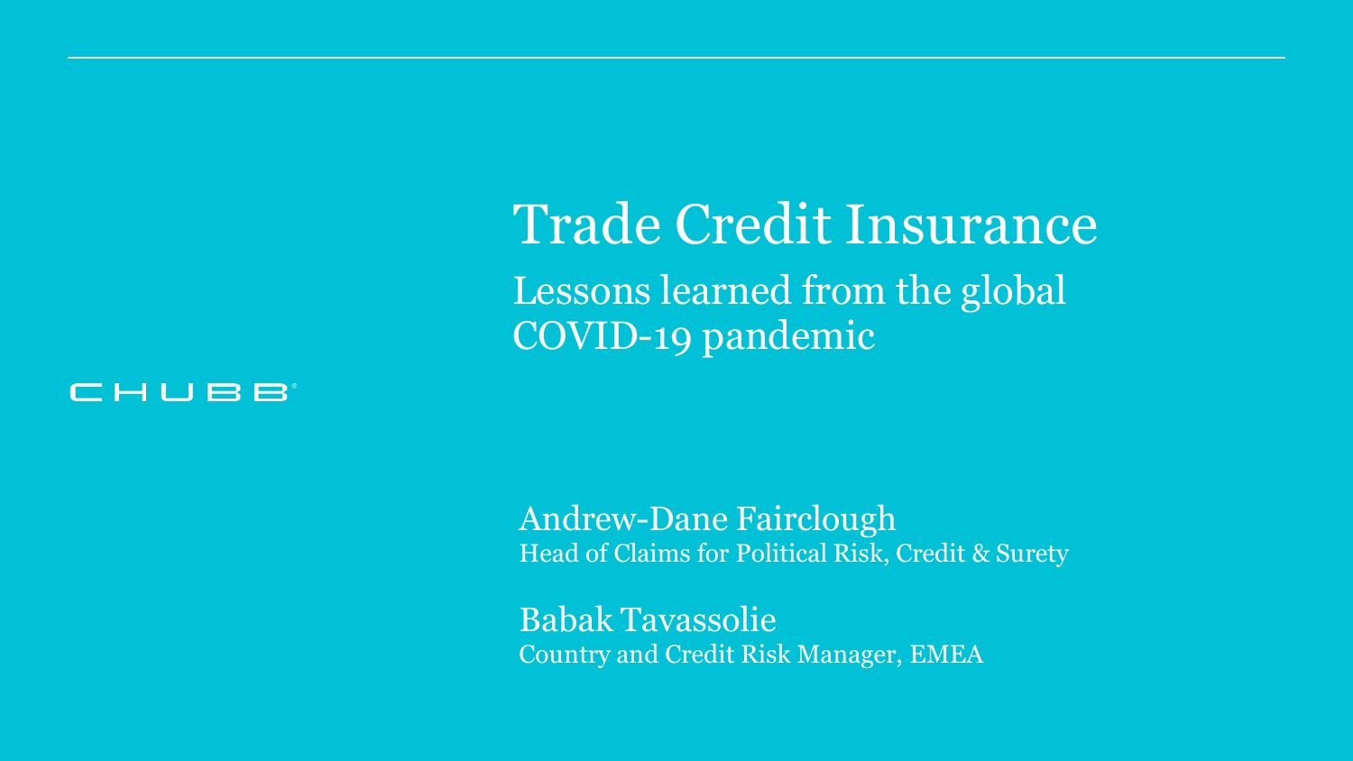CHUBB®

# Trade Credit Insurance

## Lessons learned from the global COVID-19 pandemic

Andrew-Dane Fairclough
Head of Claims for Political Risk, Credit & Surety

Babak Tavassolie
Country and Credit Risk Manager, EMEA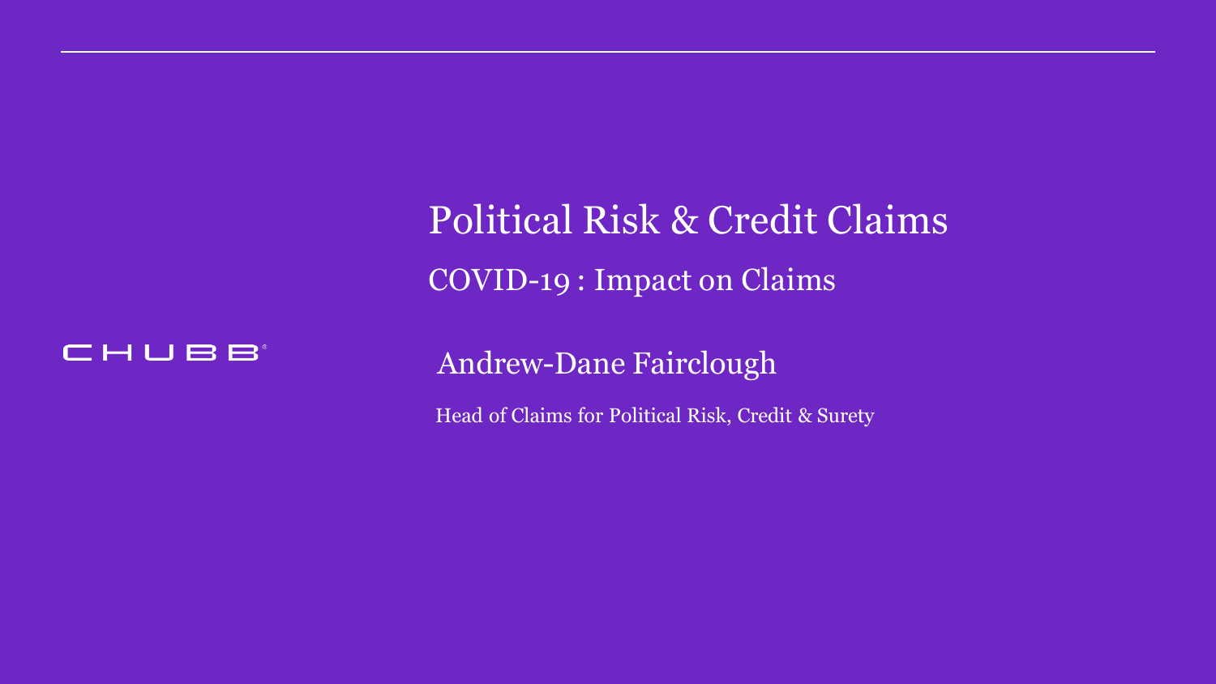CHUBB®

# Political Risk & Credit Claims

## COVID-19 : Impact on Claims

Andrew-Dane Fairclough

Head of Claims for Political Risk, Credit & Surety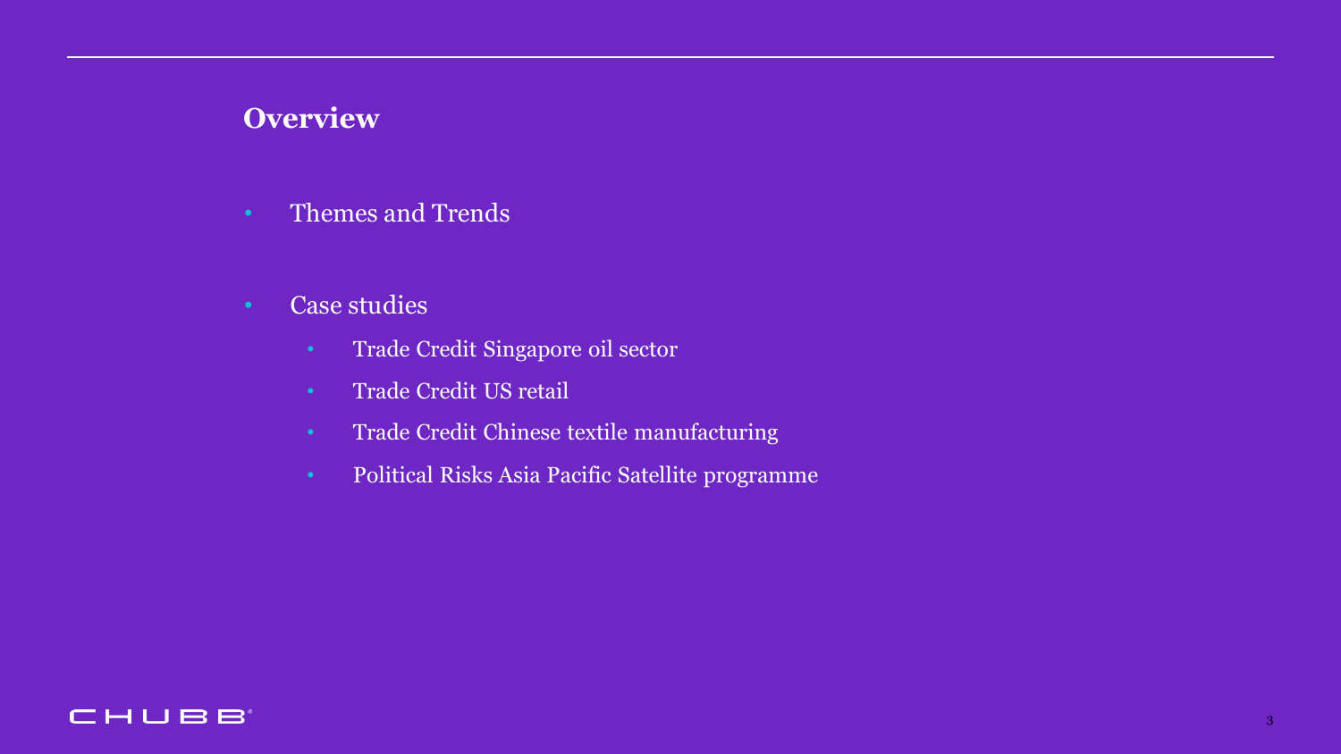## Overview

- Themes and Trends
- Case studies
  - Trade Credit Singapore oil sector
  - Trade Credit US retail
  - Trade Credit Chinese textile manufacturing
  - Political Risks Asia Pacific Satellite programme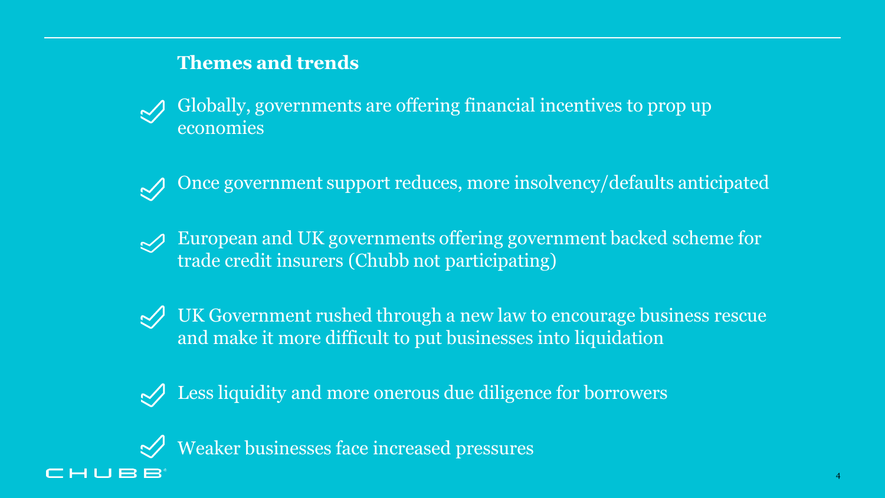## Themes and trends

- Globally, governments are offering financial incentives to prop up economies
- Once government support reduces, more insolvency/defaults anticipated
- European and UK governments offering government backed scheme for trade credit insurers (Chubb not participating)
- UK Government rushed through a new law to encourage business rescue and make it more difficult to put businesses into liquidation
- Less liquidity and more onerous due diligence for borrowers
- Weaker businesses face increased pressures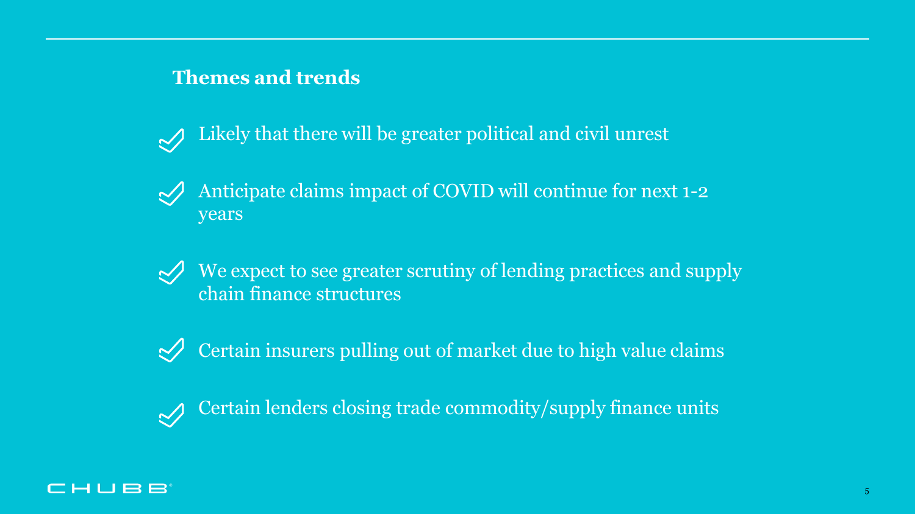## Themes and trends

- Likely that there will be greater political and civil unrest
- Anticipate claims impact of COVID will continue for next 1-2 years
- We expect to see greater scrutiny of lending practices and supply chain finance structures
- Certain insurers pulling out of market due to high value claims
- Certain lenders closing trade commodity/supply finance units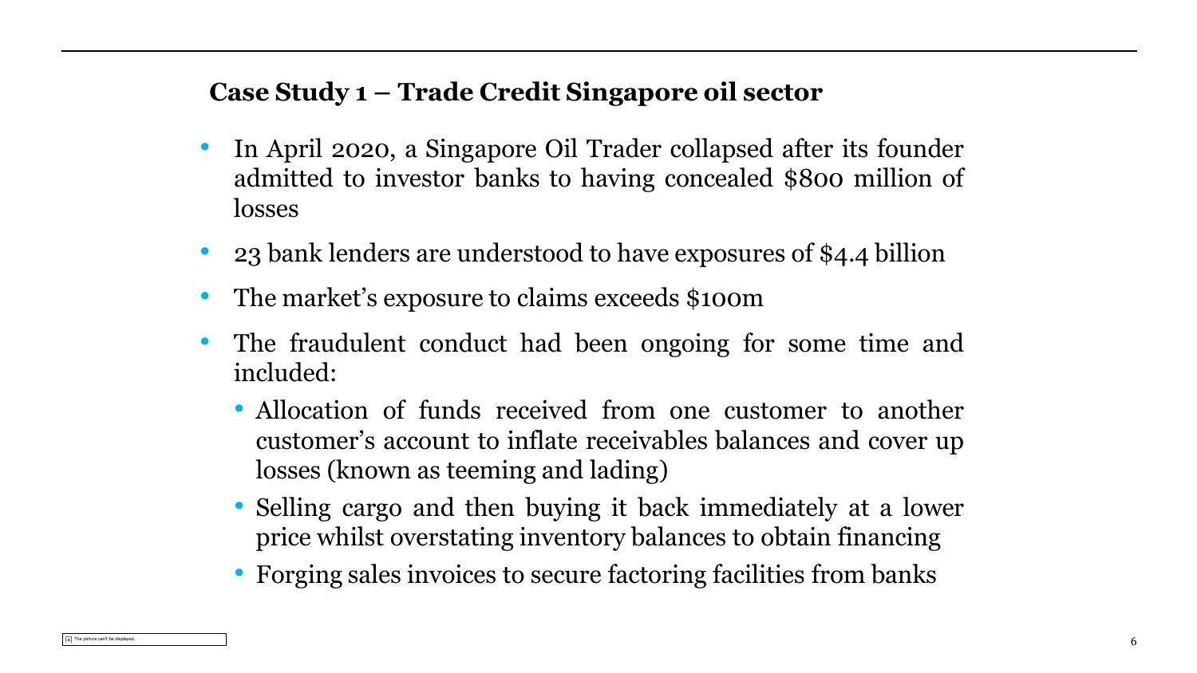## Case Study 1 – Trade Credit Singapore oil sector

- In April 2020, a Singapore Oil Trader collapsed after its founder admitted to investor banks to having concealed $800 million of losses
- 23 bank lenders are understood to have exposures of $4.4 billion
- The market's exposure to claims exceeds $100m
- The fraudulent conduct had been ongoing for some time and included:
  - Allocation of funds received from one customer to another customer's account to inflate receivables balances and cover up losses (known as teeming and lading)
  - Selling cargo and then buying it back immediately at a lower price whilst overstating inventory balances to obtain financing
  - Forging sales invoices to secure factoring facilities from banks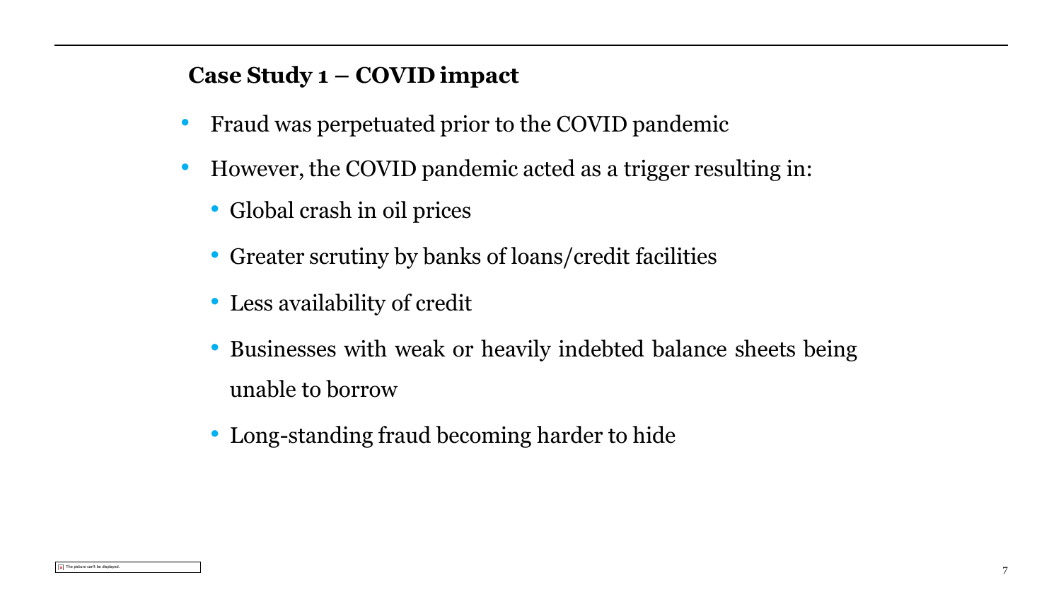## Case Study 1 – COVID impact

- Fraud was perpetuated prior to the COVID pandemic
- However, the COVID pandemic acted as a trigger resulting in:
  - Global crash in oil prices
  - Greater scrutiny by banks of loans/credit facilities
  - Less availability of credit
  - Businesses with weak or heavily indebted balance sheets being unable to borrow
  - Long-standing fraud becoming harder to hide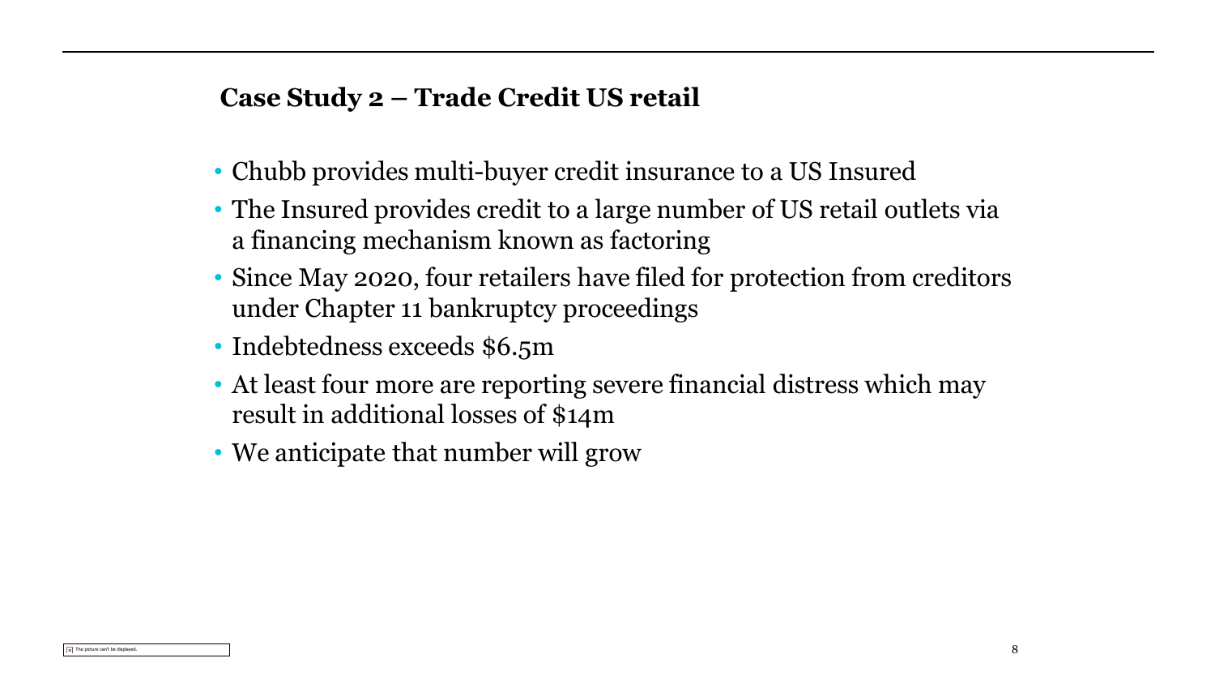## Case Study 2 – Trade Credit US retail

- Chubb provides multi-buyer credit insurance to a US Insured
- The Insured provides credit to a large number of US retail outlets via a financing mechanism known as factoring
- Since May 2020, four retailers have filed for protection from creditors under Chapter 11 bankruptcy proceedings
- Indebtedness exceeds $6.5m
- At least four more are reporting severe financial distress which may result in additional losses of $14m
- We anticipate that number will grow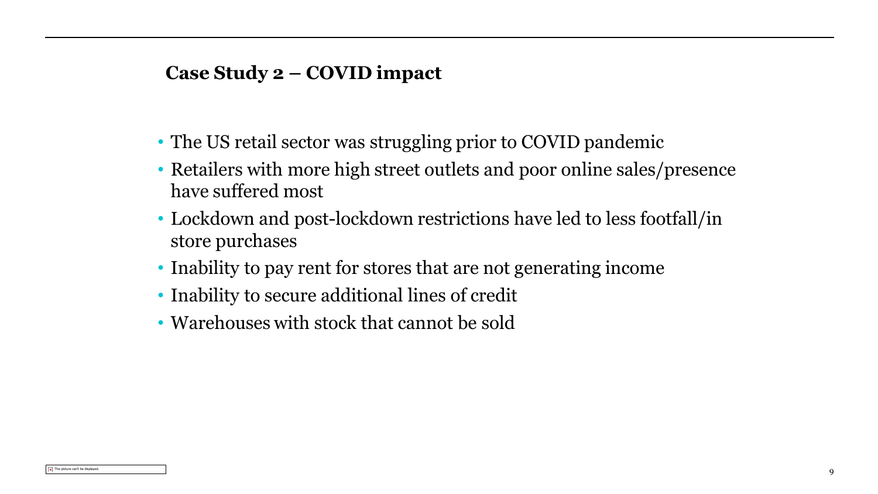## Case Study 2 – COVID impact

- The US retail sector was struggling prior to COVID pandemic
- Retailers with more high street outlets and poor online sales/presence have suffered most
- Lockdown and post-lockdown restrictions have led to less footfall/in store purchases
- Inability to pay rent for stores that are not generating income
- Inability to secure additional lines of credit
- Warehouses with stock that cannot be sold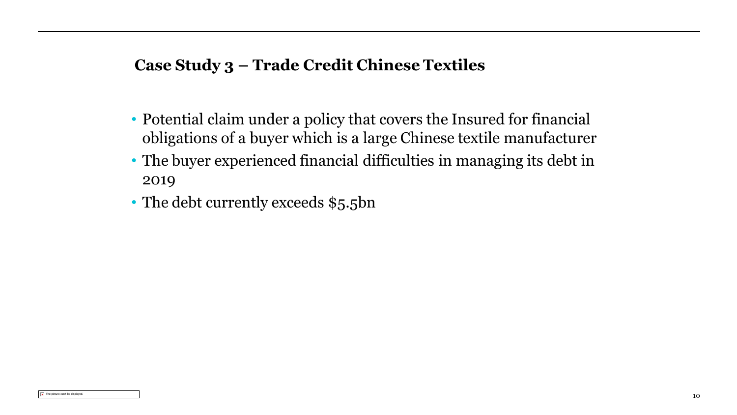## Case Study 3 – Trade Credit Chinese Textiles

- Potential claim under a policy that covers the Insured for financial obligations of a buyer which is a large Chinese textile manufacturer
- The buyer experienced financial difficulties in managing its debt in 2019
- The debt currently exceeds $5.5bn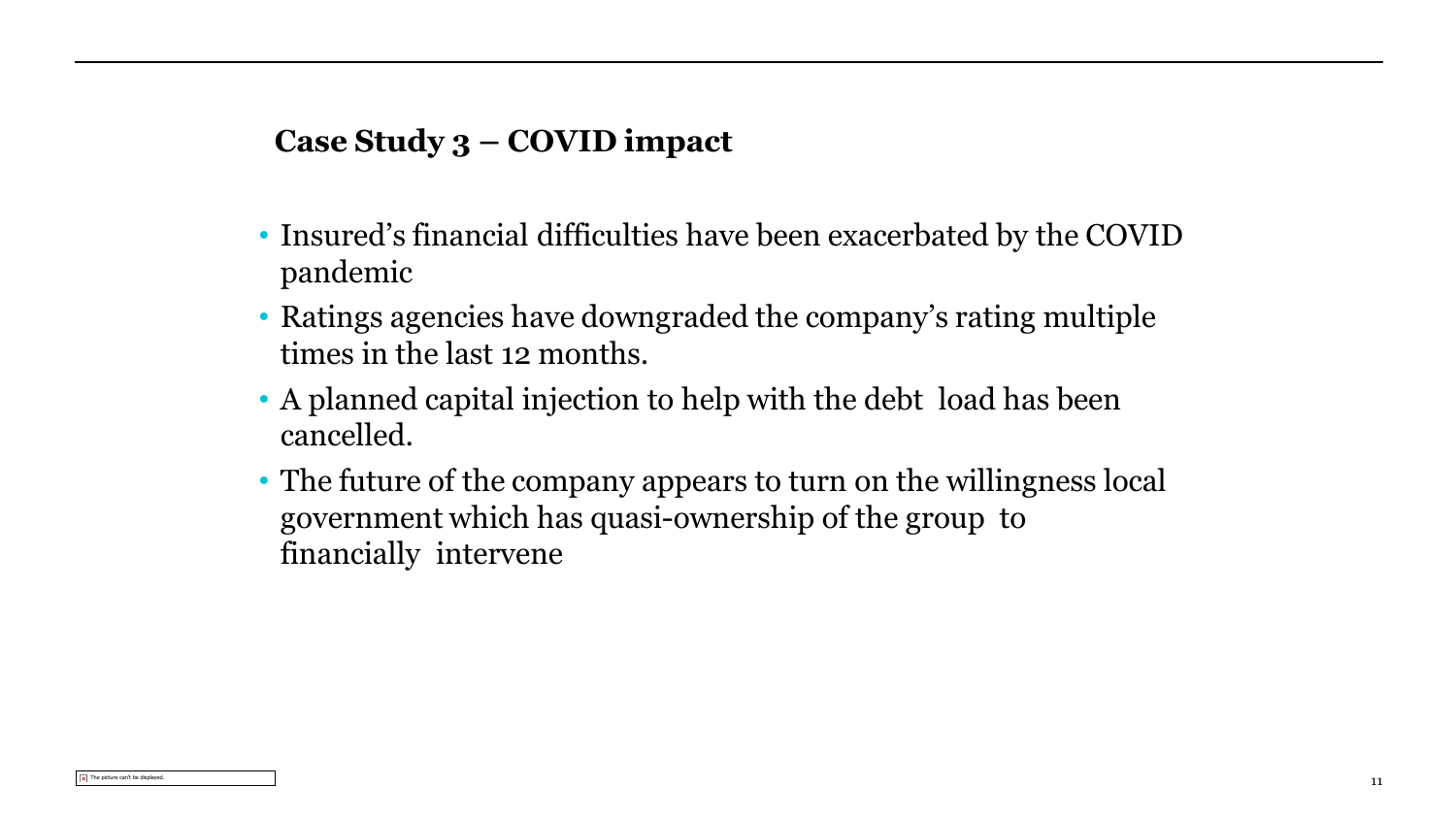## Case Study 3 – COVID impact

- Insured's financial difficulties have been exacerbated by the COVID pandemic
- Ratings agencies have downgraded the company's rating multiple times in the last 12 months.
- A planned capital injection to help with the debt load has been cancelled.
- The future of the company appears to turn on the willingness local government which has quasi-ownership of the group to financially intervene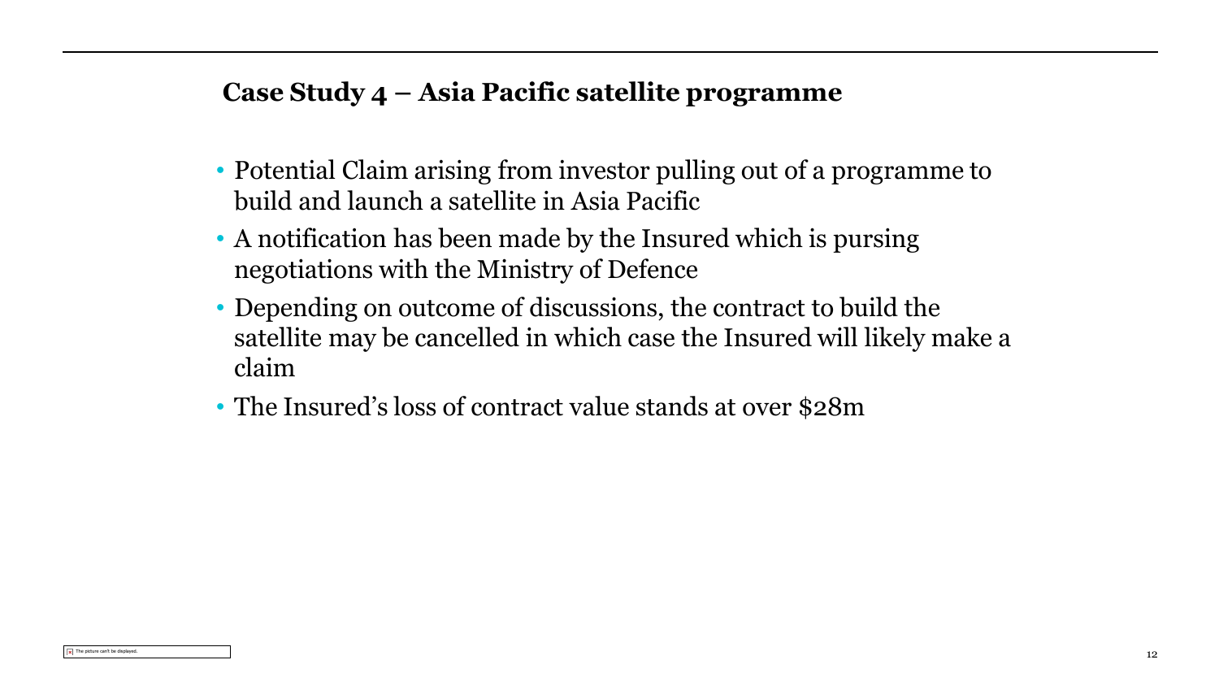## Case Study 4 – Asia Pacific satellite programme

- Potential Claim arising from investor pulling out of a programme to build and launch a satellite in Asia Pacific
- A notification has been made by the Insured which is pursing negotiations with the Ministry of Defence
- Depending on outcome of discussions, the contract to build the satellite may be cancelled in which case the Insured will likely make a claim
- The Insured's loss of contract value stands at over $28m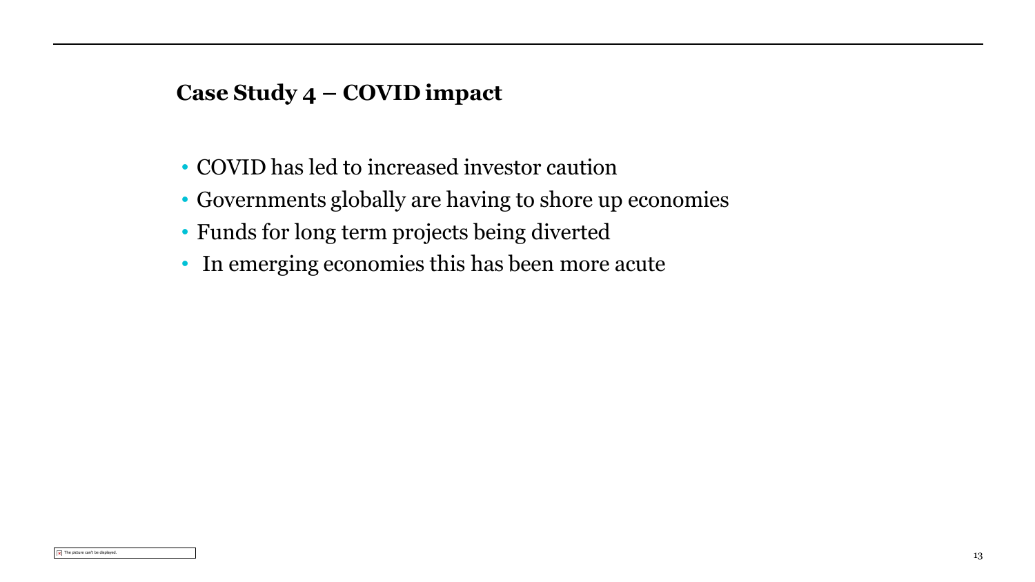## Case Study 4 – COVID impact

- COVID has led to increased investor caution
- Governments globally are having to shore up economies
- Funds for long term projects being diverted
- In emerging economies this has been more acute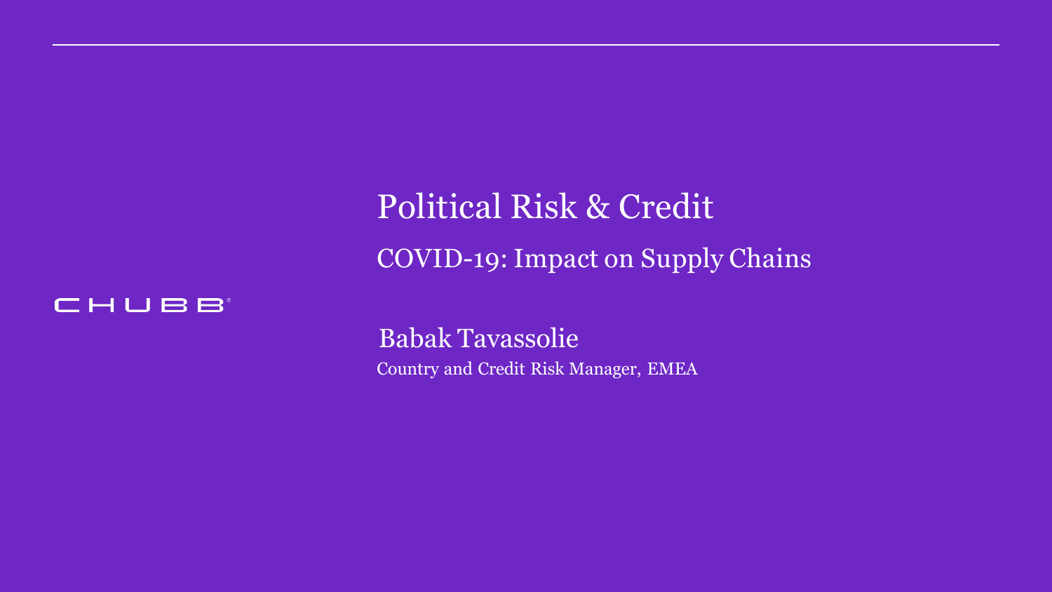# Political Risk & Credit

## COVID-19: Impact on Supply Chains

CHUBB®

Babak Tavassolie

Country and Credit Risk Manager, EMEA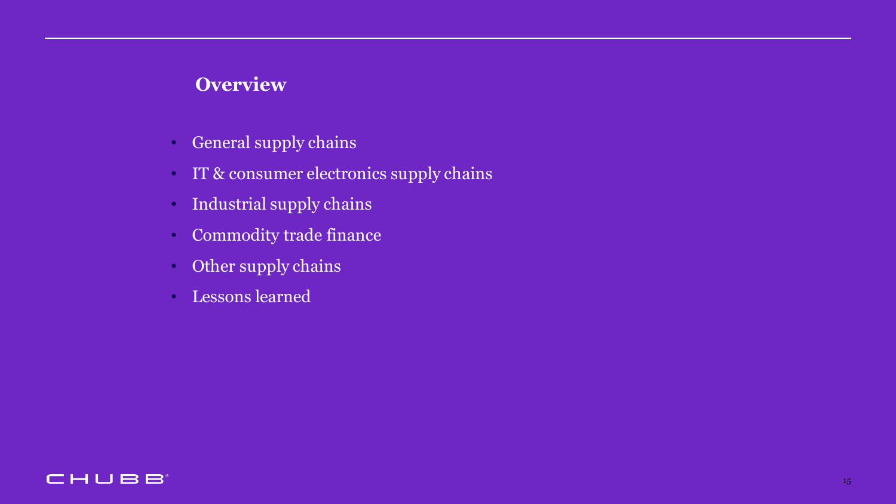## Overview

- General supply chains
- IT & consumer electronics supply chains
- Industrial supply chains
- Commodity trade finance
- Other supply chains
- Lessons learned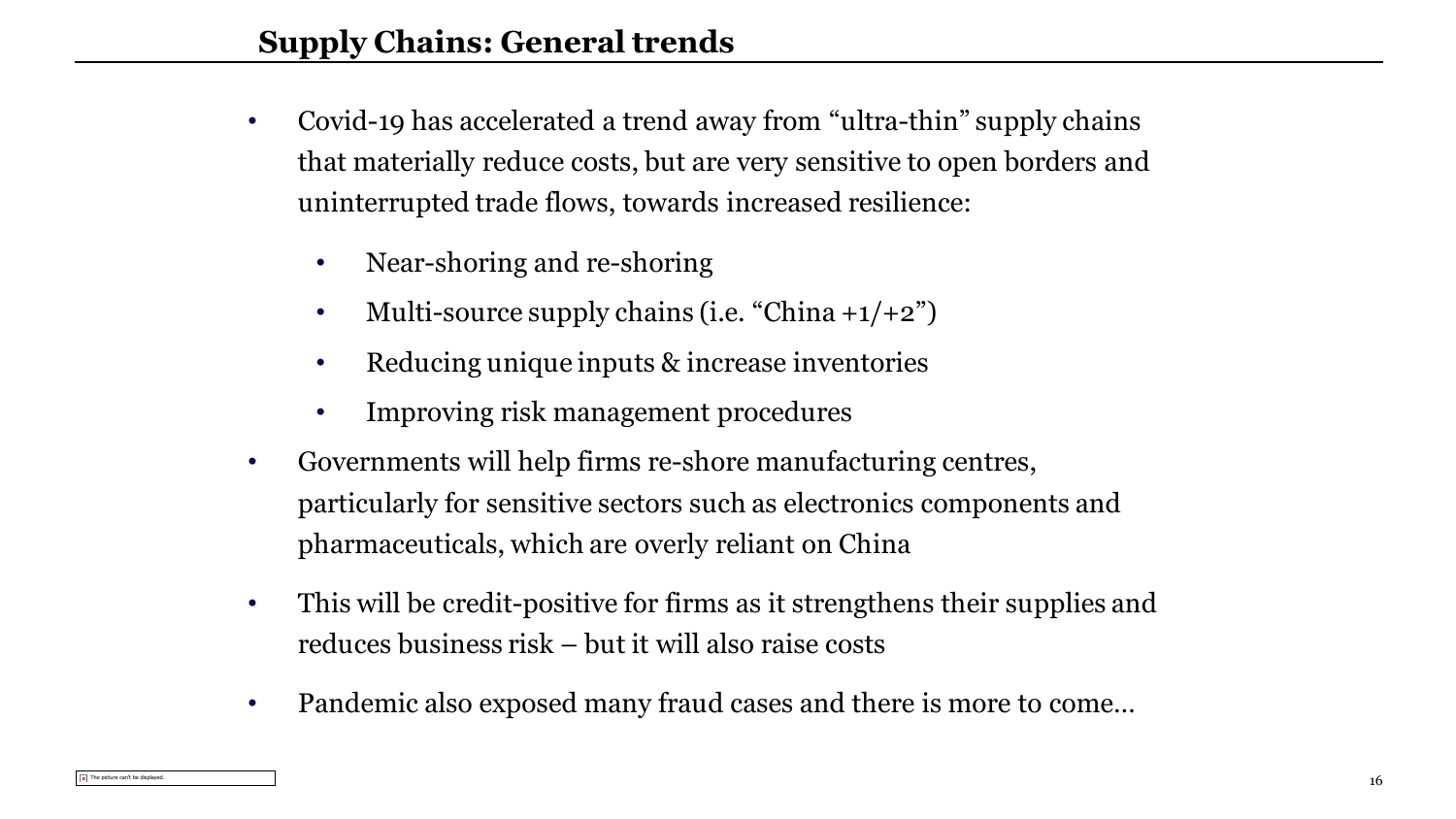## Supply Chains: General trends

- Covid-19 has accelerated a trend away from "ultra-thin" supply chains that materially reduce costs, but are very sensitive to open borders and uninterrupted trade flows, towards increased resilience:
  - Near-shoring and re-shoring
  - Multi-source supply chains (i.e. "China +1/+2")
  - Reducing unique inputs & increase inventories
  - Improving risk management procedures
- Governments will help firms re-shore manufacturing centres, particularly for sensitive sectors such as electronics components and pharmaceuticals, which are overly reliant on China
- This will be credit-positive for firms as it strengthens their supplies and reduces business risk – but it will also raise costs
- Pandemic also exposed many fraud cases and there is more to come…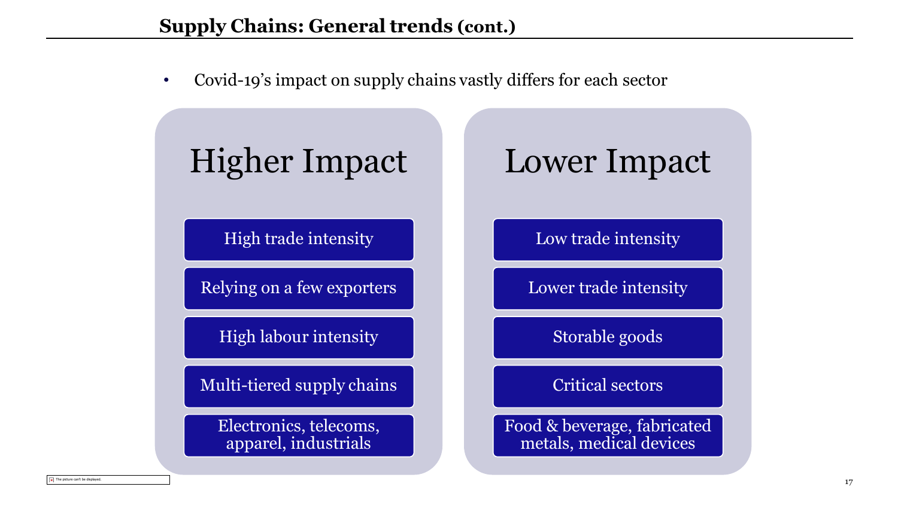# Supply Chains: General trends (cont.)

- Covid-19's impact on supply chains vastly differs for each sector

## Higher Impact

- High trade intensity
- Relying on a few exporters
- High labour intensity
- Multi-tiered supply chains
- Electronics, telecoms, apparel, industrials

## Lower Impact

- Low trade intensity
- Lower trade intensity
- Storable goods
- Critical sectors
- Food & beverage, fabricated metals, medical devices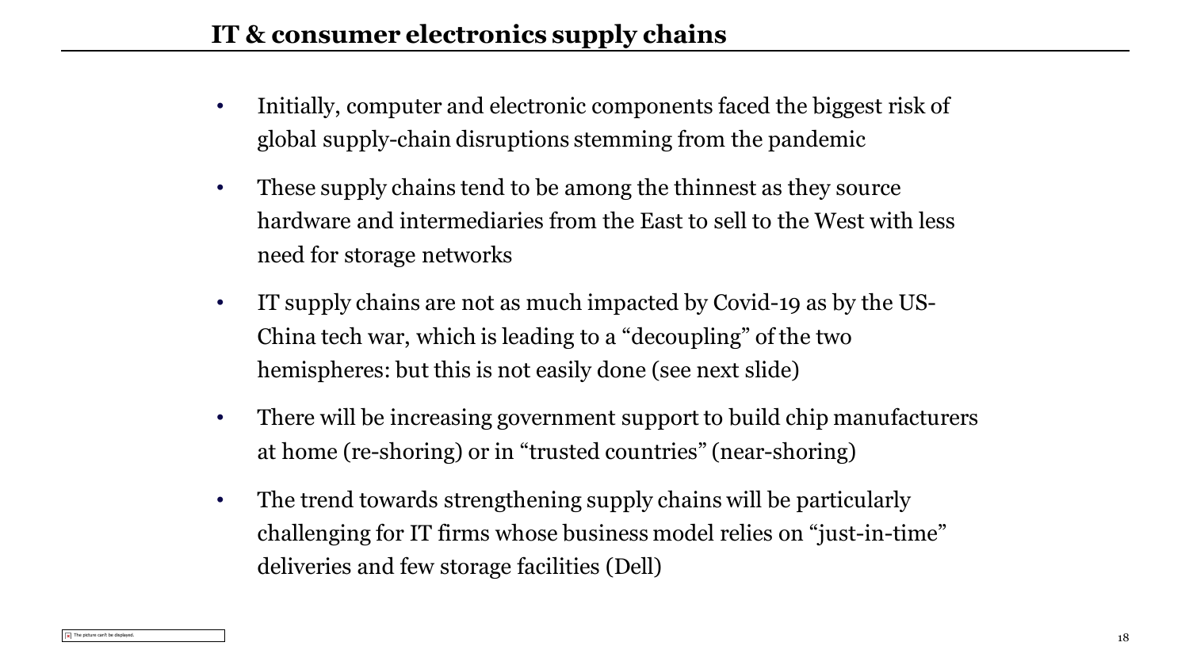## IT & consumer electronics supply chains

- Initially, computer and electronic components faced the biggest risk of global supply-chain disruptions stemming from the pandemic
- These supply chains tend to be among the thinnest as they source hardware and intermediaries from the East to sell to the West with less need for storage networks
- IT supply chains are not as much impacted by Covid-19 as by the US-China tech war, which is leading to a "decoupling" of the two hemispheres: but this is not easily done (see next slide)
- There will be increasing government support to build chip manufacturers at home (re-shoring) or in "trusted countries" (near-shoring)
- The trend towards strengthening supply chains will be particularly challenging for IT firms whose business model relies on "just-in-time" deliveries and few storage facilities (Dell)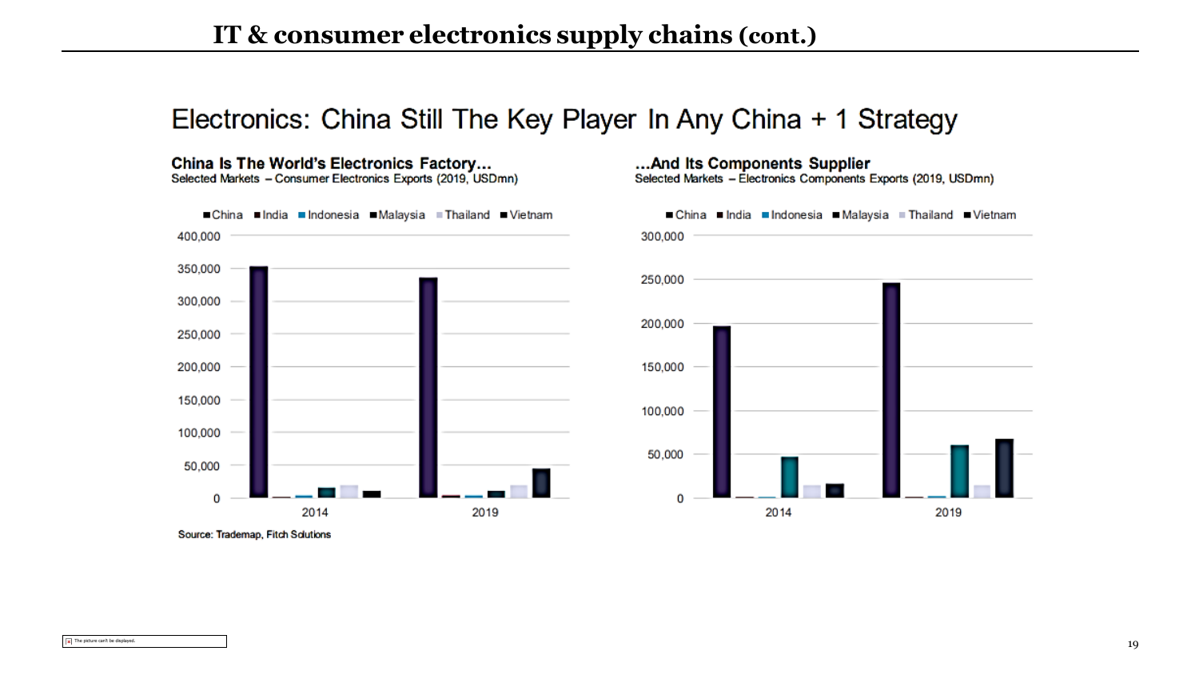# IT & consumer electronics supply chains (cont.)

## Electronics: China Still The Key Player In Any China + 1 Strategy

**China Is The World's Electronics Factory...**
Selected Markets – Consumer Electronics Exports (2019, USDmn)

■China ■India ■Indonesia ■Malaysia ■Thailand ■Vietnam

400,000
350,000
300,000
250,000
200,000
150,000
100,000
50,000
0

2014 2019

**...And Its Components Supplier**
Selected Markets – Electronics Components Exports (2019, USDmn)

■China ■India ■Indonesia ■Malaysia ■Thailand ■Vietnam

300,000
250,000
200,000
150,000
100,000
50,000
0

2014 2019

Source: Trademap, Fitch Solutions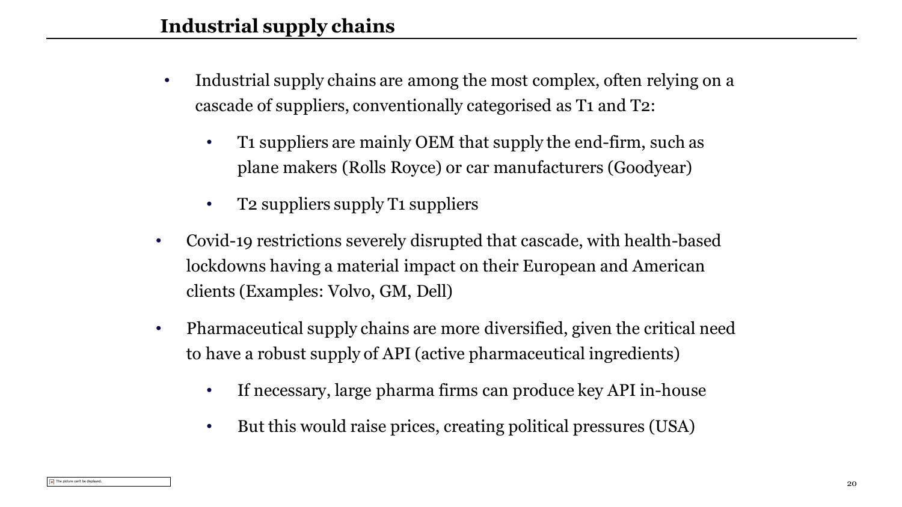## Industrial supply chains

- Industrial supply chains are among the most complex, often relying on a cascade of suppliers, conventionally categorised as T1 and T2:
  - T1 suppliers are mainly OEM that supply the end-firm, such as plane makers (Rolls Royce) or car manufacturers (Goodyear)
  - T2 suppliers supply T1 suppliers
- Covid-19 restrictions severely disrupted that cascade, with health-based lockdowns having a material impact on their European and American clients (Examples: Volvo, GM, Dell)
- Pharmaceutical supply chains are more diversified, given the critical need to have a robust supply of API (active pharmaceutical ingredients)
  - If necessary, large pharma firms can produce key API in-house
  - But this would raise prices, creating political pressures (USA)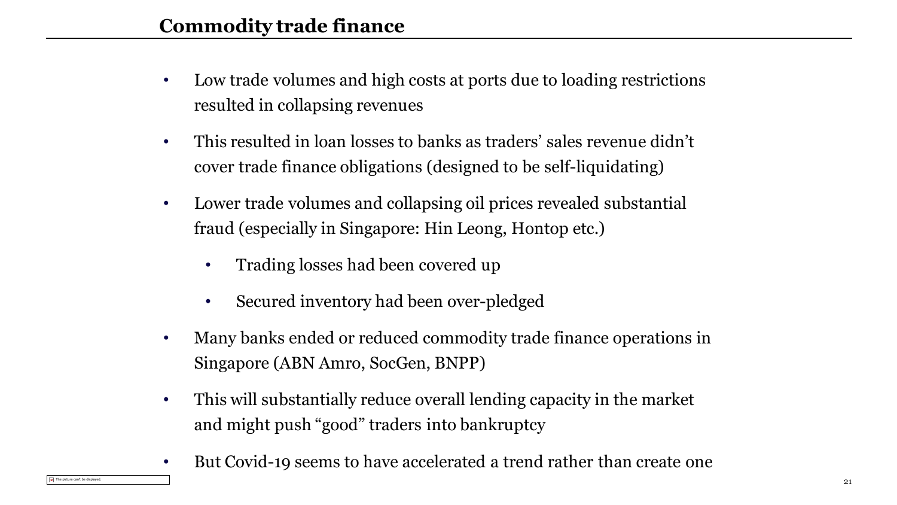# Commodity trade finance

- Low trade volumes and high costs at ports due to loading restrictions resulted in collapsing revenues
- This resulted in loan losses to banks as traders' sales revenue didn't cover trade finance obligations (designed to be self-liquidating)
- Lower trade volumes and collapsing oil prices revealed substantial fraud (especially in Singapore: Hin Leong, Hontop etc.)
  - Trading losses had been covered up
  - Secured inventory had been over-pledged
- Many banks ended or reduced commodity trade finance operations in Singapore (ABN Amro, SocGen, BNPP)
- This will substantially reduce overall lending capacity in the market and might push "good" traders into bankruptcy
- But Covid-19 seems to have accelerated a trend rather than create one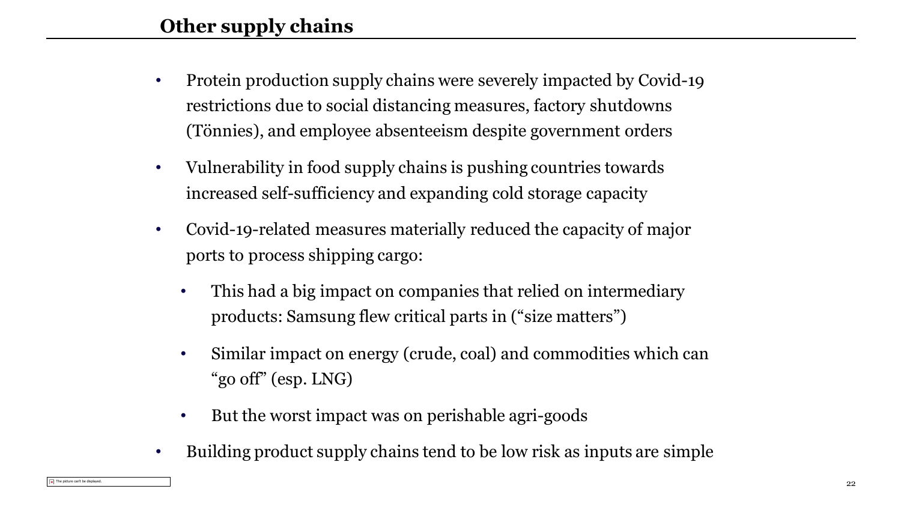## Other supply chains

- Protein production supply chains were severely impacted by Covid-19 restrictions due to social distancing measures, factory shutdowns (Tönnies), and employee absenteeism despite government orders
- Vulnerability in food supply chains is pushing countries towards increased self-sufficiency and expanding cold storage capacity
- Covid-19-related measures materially reduced the capacity of major ports to process shipping cargo:
  - This had a big impact on companies that relied on intermediary products: Samsung flew critical parts in ("size matters")
  - Similar impact on energy (crude, coal) and commodities which can "go off" (esp. LNG)
  - But the worst impact was on perishable agri-goods
- Building product supply chains tend to be low risk as inputs are simple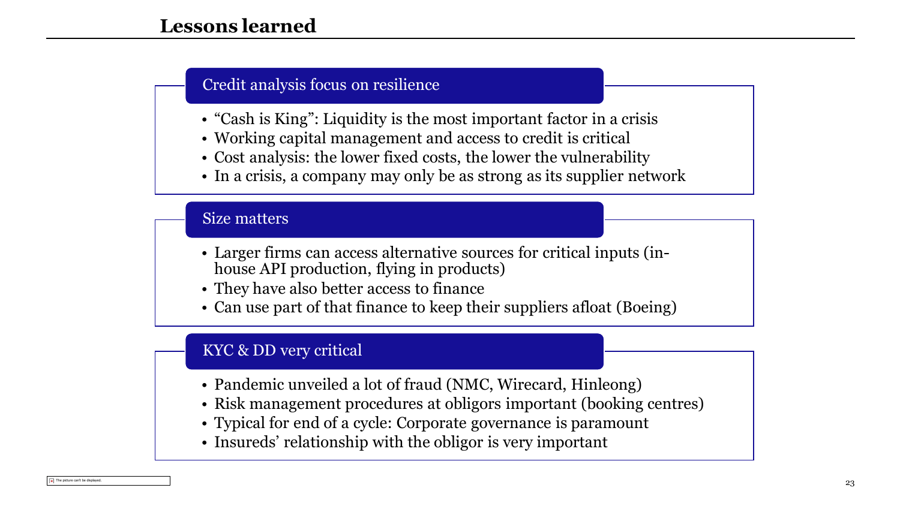# Lessons learned

## Credit analysis focus on resilience

- "Cash is King": Liquidity is the most important factor in a crisis
- Working capital management and access to credit is critical
- Cost analysis: the lower fixed costs, the lower the vulnerability
- In a crisis, a company may only be as strong as its supplier network

## Size matters

- Larger firms can access alternative sources for critical inputs (in-house API production, flying in products)
- They have also better access to finance
- Can use part of that finance to keep their suppliers afloat (Boeing)

## KYC & DD very critical

- Pandemic unveiled a lot of fraud (NMC, Wirecard, Hinleong)
- Risk management procedures at obligors important (booking centres)
- Typical for end of a cycle: Corporate governance is paramount
- Insureds' relationship with the obligor is very important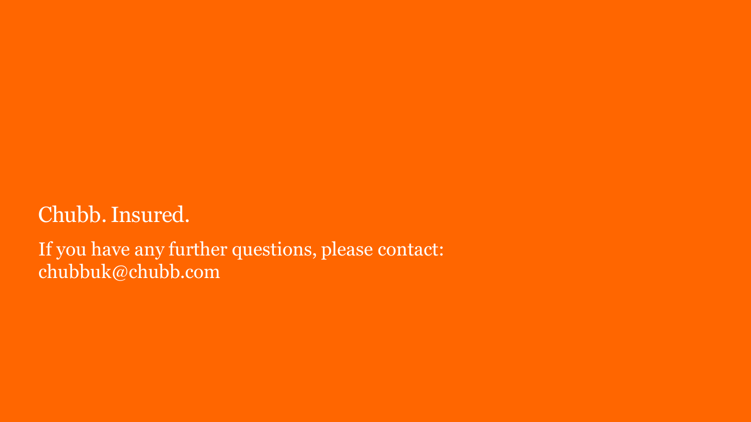Chubb. Insured.

If you have any further questions, please contact:
chubbuk@chubb.com